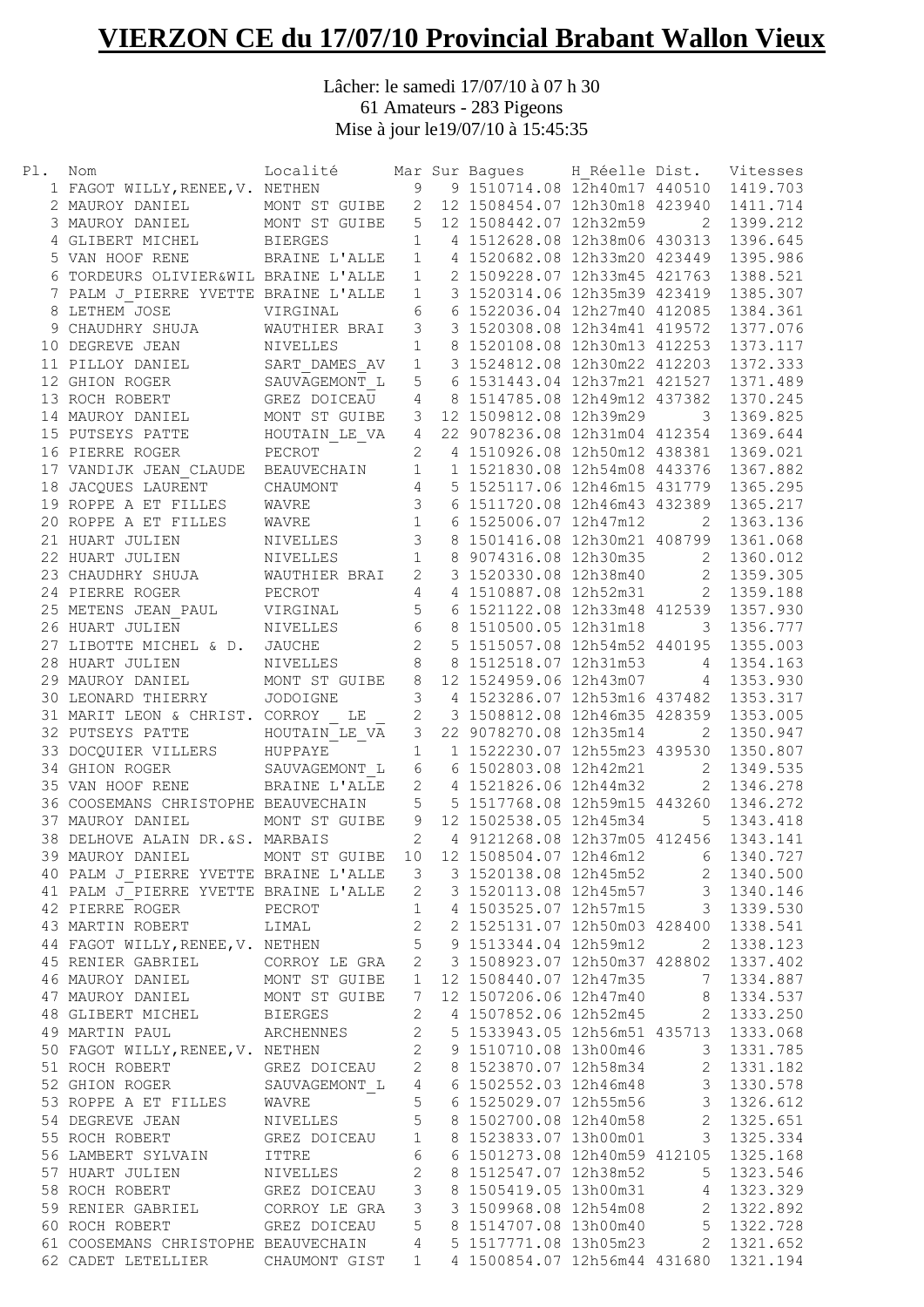# VIERZON CE du 17/07/10 Provincial Brabant Wallon Vieux

Lâcher: le samedi 17/07/10 à 07 h 30
61 Amateurs - 283 Pigeons
Mise à jour le19/07/10 à 15:45:35

| Pl. | Nom | Localité | Mar | Sur | Bagues | H_Réelle | Dist. | Vitesses |
|---|---|---|---|---|---|---|---|---|
| 1 | FAGOT WILLY,RENEE,V. | NETHEN | 9 | 9 | 1510714.08 | 12h40m17 | 440510 | 1419.703 |
| 2 | MAUROY DANIEL | MONT ST GUIBE | 2 | 12 | 1508454.07 | 12h30m18 | 423940 | 1411.714 |
| 3 | MAUROY DANIEL | MONT ST GUIBE | 5 | 12 | 1508442.07 | 12h32m59 | 2 | 1399.212 |
| 4 | GLIBERT MICHEL | BIERGES | 1 | 4 | 1512628.08 | 12h38m06 | 430313 | 1396.645 |
| 5 | VAN HOOF RENE | BRAINE L'ALLE | 1 | 4 | 1520682.08 | 12h33m20 | 423449 | 1395.986 |
| 6 | TORDEURS OLIVIER&WIL | BRAINE L'ALLE | 1 | 2 | 1509228.07 | 12h33m45 | 421763 | 1388.521 |
| 7 | PALM J_PIERRE YVETTE | BRAINE L'ALLE | 1 | 3 | 1520314.06 | 12h35m39 | 423419 | 1385.307 |
| 8 | LETHEM JOSE | VIRGINAL | 6 | 6 | 1522036.04 | 12h27m40 | 412085 | 1384.361 |
| 9 | CHAUDHRY SHUJA | WAUTHIER BRAI | 3 | 3 | 1520308.08 | 12h34m41 | 419572 | 1377.076 |
| 10 | DEGREVE JEAN | NIVELLES | 1 | 8 | 1520108.08 | 12h30m13 | 412253 | 1373.117 |
| 11 | PILLOY DANIEL | SART_DAMES_AV | 1 | 3 | 1524812.08 | 12h30m22 | 412203 | 1372.333 |
| 12 | GHION ROGER | SAUVAGEMONT_L | 5 | 6 | 1531443.04 | 12h37m21 | 421527 | 1371.489 |
| 13 | ROCH ROBERT | GREZ DOICEAU | 4 | 8 | 1514785.08 | 12h49m12 | 437382 | 1370.245 |
| 14 | MAUROY DANIEL | MONT ST GUIBE | 3 | 12 | 1509812.08 | 12h39m29 | 3 | 1369.825 |
| 15 | PUTSEYS PATTE | HOUTAIN_LE_VA | 4 | 22 | 9078236.08 | 12h31m04 | 412354 | 1369.644 |
| 16 | PIERRE ROGER | PECROT | 2 | 4 | 1510926.08 | 12h50m12 | 438381 | 1369.021 |
| 17 | VANDIJK JEAN_CLAUDE | BEAUVECHAIN | 1 | 1 | 1521830.08 | 12h54m08 | 443376 | 1367.882 |
| 18 | JACQUES LAURENT | CHAUMONT | 4 | 5 | 1525117.06 | 12h46m15 | 431779 | 1365.295 |
| 19 | ROPPE A ET FILLES | WAVRE | 3 | 6 | 1511720.08 | 12h46m43 | 432389 | 1365.217 |
| 20 | ROPPE A ET FILLES | WAVRE | 1 | 6 | 1525006.07 | 12h47m12 | 2 | 1363.136 |
| 21 | HUART JULIEN | NIVELLES | 3 | 8 | 1501416.08 | 12h30m21 | 408799 | 1361.068 |
| 22 | HUART JULIEN | NIVELLES | 1 | 8 | 9074316.08 | 12h30m35 | 2 | 1360.012 |
| 23 | CHAUDHRY SHUJA | WAUTHIER BRAI | 2 | 3 | 1520330.08 | 12h38m40 | 2 | 1359.305 |
| 24 | PIERRE ROGER | PECROT | 4 | 4 | 1510887.08 | 12h52m31 | 2 | 1359.188 |
| 25 | METENS JEAN_PAUL | VIRGINAL | 5 | 6 | 1521122.08 | 12h33m48 | 412539 | 1357.930 |
| 26 | HUART JULIEN | NIVELLES | 6 | 8 | 1510500.05 | 12h31m18 | 3 | 1356.777 |
| 27 | LIBOTTE MICHEL & D. | JAUCHE | 2 | 5 | 1515057.08 | 12h54m52 | 440195 | 1355.003 |
| 28 | HUART JULIEN | NIVELLES | 8 | 8 | 1512518.07 | 12h31m53 | 4 | 1354.163 |
| 29 | MAUROY DANIEL | MONT ST GUIBE | 8 | 12 | 1524959.06 | 12h43m07 | 4 | 1353.930 |
| 30 | LEONARD THIERRY | JODOIGNE | 3 | 4 | 1523286.07 | 12h53m16 | 437482 | 1353.317 |
| 31 | MARIT LEON & CHRIST. | CORROY _ LE _ | 2 | 3 | 1508812.08 | 12h46m35 | 428359 | 1353.005 |
| 32 | PUTSEYS PATTE | HOUTAIN_LE_VA | 3 | 22 | 9078270.08 | 12h35m14 | 2 | 1350.947 |
| 33 | DOCQUIER VILLERS | HUPPAYE | 1 | 1 | 1522230.07 | 12h55m23 | 439530 | 1350.807 |
| 34 | GHION ROGER | SAUVAGEMONT_L | 6 | 6 | 1502803.08 | 12h42m21 | 2 | 1349.535 |
| 35 | VAN HOOF RENE | BRAINE L'ALLE | 2 | 4 | 1521826.06 | 12h44m32 | 2 | 1346.278 |
| 36 | COOSEMANS CHRISTOPHE | BEAUVECHAIN | 5 | 5 | 1517768.08 | 12h59m15 | 443260 | 1346.272 |
| 37 | MAUROY DANIEL | MONT ST GUIBE | 9 | 12 | 1502538.05 | 12h45m34 | 5 | 1343.418 |
| 38 | DELHOVE ALAIN DR.&S. | MARBAIS | 2 | 4 | 9121268.08 | 12h37m05 | 412456 | 1343.141 |
| 39 | MAUROY DANIEL | MONT ST GUIBE | 10 | 12 | 1508504.07 | 12h46m12 | 6 | 1340.727 |
| 40 | PALM J_PIERRE YVETTE | BRAINE L'ALLE | 3 | 3 | 1520138.08 | 12h45m52 | 2 | 1340.500 |
| 41 | PALM J_PIERRE YVETTE | BRAINE L'ALLE | 2 | 3 | 1520113.08 | 12h45m57 | 3 | 1340.146 |
| 42 | PIERRE ROGER | PECROT | 1 | 4 | 1503525.07 | 12h57m15 | 3 | 1339.530 |
| 43 | MARTIN ROBERT | LIMAL | 2 | 2 | 1525131.07 | 12h50m03 | 428400 | 1338.541 |
| 44 | FAGOT WILLY,RENEE,V. | NETHEN | 5 | 9 | 1513344.04 | 12h59m12 | 2 | 1338.123 |
| 45 | RENIER GABRIEL | CORROY LE GRA | 2 | 3 | 1508923.07 | 12h50m37 | 428802 | 1337.402 |
| 46 | MAUROY DANIEL | MONT ST GUIBE | 1 | 12 | 1508440.07 | 12h47m35 | 7 | 1334.887 |
| 47 | MAUROY DANIEL | MONT ST GUIBE | 7 | 12 | 1507206.06 | 12h47m40 | 8 | 1334.537 |
| 48 | GLIBERT MICHEL | BIERGES | 2 | 4 | 1507852.06 | 12h52m45 | 2 | 1333.250 |
| 49 | MARTIN PAUL | ARCHENNES | 2 | 5 | 1533943.05 | 12h56m51 | 435713 | 1333.068 |
| 50 | FAGOT WILLY,RENEE,V. | NETHEN | 2 | 9 | 1510710.08 | 13h00m46 | 3 | 1331.785 |
| 51 | ROCH ROBERT | GREZ DOICEAU | 2 | 8 | 1523870.07 | 12h58m34 | 2 | 1331.182 |
| 52 | GHION ROGER | SAUVAGEMONT_L | 4 | 6 | 1502552.03 | 12h46m48 | 3 | 1330.578 |
| 53 | ROPPE A ET FILLES | WAVRE | 5 | 6 | 1525029.07 | 12h55m56 | 3 | 1326.612 |
| 54 | DEGREVE JEAN | NIVELLES | 5 | 8 | 1502700.08 | 12h40m58 | 2 | 1325.651 |
| 55 | ROCH ROBERT | GREZ DOICEAU | 1 | 8 | 1523833.07 | 13h00m01 | 3 | 1325.334 |
| 56 | LAMBERT SYLVAIN | ITTRE | 6 | 6 | 1501273.08 | 12h40m59 | 412105 | 1325.168 |
| 57 | HUART JULIEN | NIVELLES | 2 | 8 | 1512547.07 | 12h38m52 | 5 | 1323.546 |
| 58 | ROCH ROBERT | GREZ DOICEAU | 3 | 8 | 1505419.05 | 13h00m31 | 4 | 1323.329 |
| 59 | RENIER GABRIEL | CORROY LE GRA | 3 | 3 | 1509968.08 | 12h54m08 | 2 | 1322.892 |
| 60 | ROCH ROBERT | GREZ DOICEAU | 5 | 8 | 1514707.08 | 13h00m40 | 5 | 1322.728 |
| 61 | COOSEMANS CHRISTOPHE | BEAUVECHAIN | 4 | 5 | 1517771.08 | 13h05m23 | 2 | 1321.652 |
| 62 | CADET LETELLIER | CHAUMONT GIST | 1 | 4 | 1500854.07 | 12h56m44 | 431680 | 1321.194 |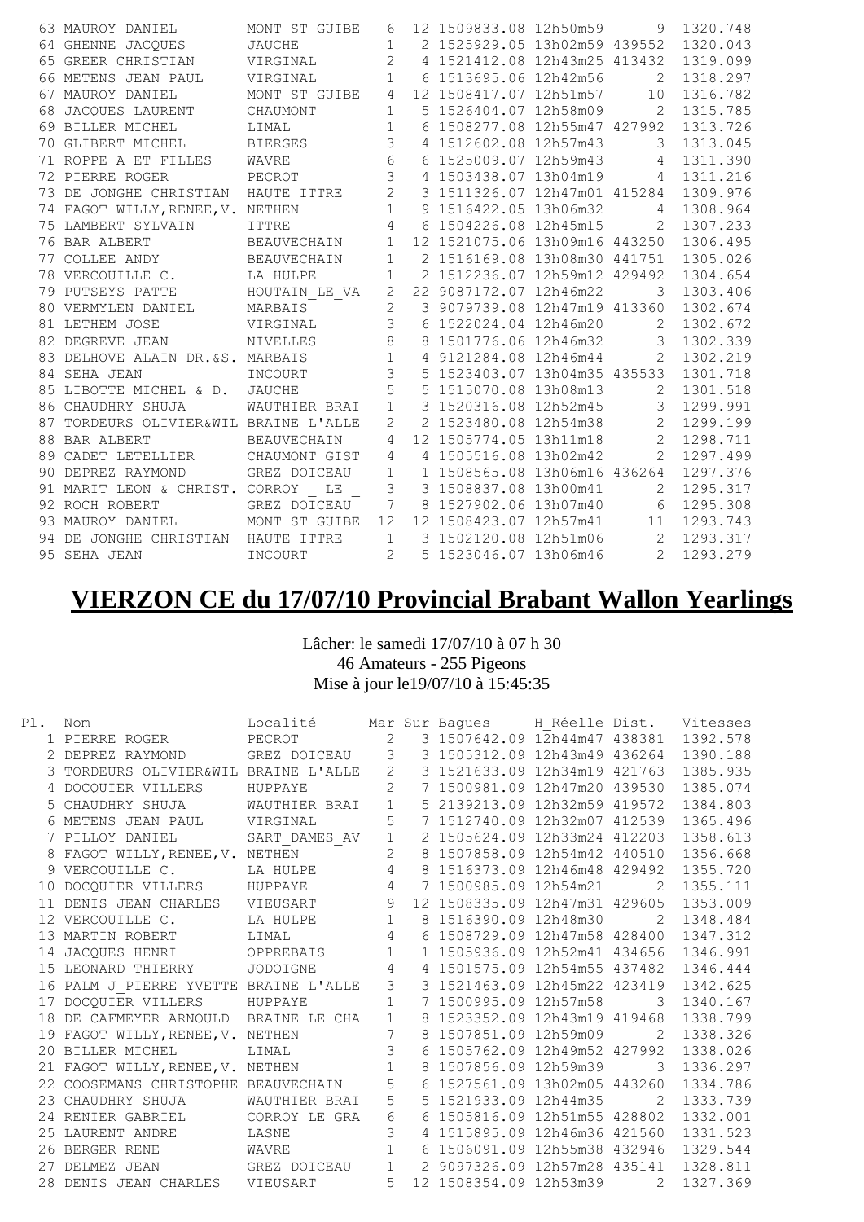| Pl. | Nom | Localité | Mar | Sur | Bagues | H_Réelle | Dist. | Vitesses |
|---|---|---|---|---|---|---|---|---|
| 63 | MAUROY DANIEL | MONT ST GUIBE | 6 | 12 | 1509833.08 | 12h50m59 | 9 | 1320.748 |
| 64 | GHENNE JACQUES | JAUCHE | 1 | 2 | 1525929.05 | 13h02m59 | 439552 | 1320.043 |
| 65 | GREER CHRISTIAN | VIRGINAL | 2 | 4 | 1521412.08 | 12h43m25 | 413432 | 1319.099 |
| 66 | METENS JEAN_PAUL | VIRGINAL | 1 | 6 | 1513695.06 | 12h42m56 | 2 | 1318.297 |
| 67 | MAUROY DANIEL | MONT ST GUIBE | 4 | 12 | 1508417.07 | 12h51m57 | 10 | 1316.782 |
| 68 | JACQUES LAURENT | CHAUMONT | 1 | 5 | 1526404.07 | 12h58m09 | 2 | 1315.785 |
| 69 | BILLER MICHEL | LIMAL | 1 | 6 | 1508277.08 | 12h55m47 | 427992 | 1313.726 |
| 70 | GLIBERT MICHEL | BIERGES | 3 | 4 | 1512602.08 | 12h57m43 | 3 | 1313.045 |
| 71 | ROPPE A ET FILLES | WAVRE | 6 | 6 | 1525009.07 | 12h59m43 | 4 | 1311.390 |
| 72 | PIERRE ROGER | PECROT | 3 | 4 | 1503438.07 | 13h04m19 | 4 | 1311.216 |
| 73 | DE JONGHE CHRISTIAN | HAUTE ITTRE | 2 | 3 | 1511326.07 | 12h47m01 | 415284 | 1309.976 |
| 74 | FAGOT WILLY,RENEE,V. | NETHEN | 1 | 9 | 1516422.05 | 13h06m32 | 4 | 1308.964 |
| 75 | LAMBERT SYLVAIN | ITTRE | 4 | 6 | 1504226.08 | 12h45m15 | 2 | 1307.233 |
| 76 | BAR ALBERT | BEAUVECHAIN | 1 | 12 | 1521075.06 | 13h09m16 | 443250 | 1306.495 |
| 77 | COLLEE ANDY | BEAUVECHAIN | 1 | 2 | 1516169.08 | 13h08m30 | 441751 | 1305.026 |
| 78 | VERCOUILLE C. | LA HULPE | 1 | 2 | 1512236.07 | 12h59m12 | 429492 | 1304.654 |
| 79 | PUTSEYS PATTE | HOUTAIN_LE_VA | 2 | 22 | 9087172.07 | 12h46m22 | 3 | 1303.406 |
| 80 | VERMYLEN DANIEL | MARBAIS | 2 | 3 | 9079739.08 | 12h47m19 | 413360 | 1302.674 |
| 81 | LETHEM JOSE | VIRGINAL | 3 | 6 | 1522024.04 | 12h46m20 | 2 | 1302.672 |
| 82 | DEGREVE JEAN | NIVELLES | 8 | 8 | 1501776.06 | 12h46m32 | 3 | 1302.339 |
| 83 | DELHOVE ALAIN DR.&S. | MARBAIS | 1 | 4 | 9121284.08 | 12h46m44 | 2 | 1302.219 |
| 84 | SEHA JEAN | INCOURT | 3 | 5 | 1523403.07 | 13h04m35 | 435533 | 1301.718 |
| 85 | LIBOTTE MICHEL & D. | JAUCHE | 5 | 5 | 1515070.08 | 13h08m13 | 2 | 1301.518 |
| 86 | CHAUDHRY SHUJA | WAUTHIER BRAI | 1 | 3 | 1520316.08 | 12h52m45 | 3 | 1299.991 |
| 87 | TORDEURS OLIVIER&WIL | BRAINE L'ALLE | 2 | 2 | 1523480.08 | 12h54m38 | 2 | 1299.199 |
| 88 | BAR ALBERT | BEAUVECHAIN | 4 | 12 | 1505774.05 | 13h11m18 | 2 | 1298.711 |
| 89 | CADET LETELLIER | CHAUMONT GIST | 4 | 4 | 1505516.08 | 13h02m42 | 2 | 1297.499 |
| 90 | DEPREZ RAYMOND | GREZ DOICEAU | 1 | 1 | 1508565.08 | 13h06m16 | 436264 | 1297.376 |
| 91 | MARIT LEON & CHRIST. | CORROY _ LE _ | 3 | 3 | 1508837.08 | 13h00m41 | 2 | 1295.317 |
| 92 | ROCH ROBERT | GREZ DOICEAU | 7 | 8 | 1527902.06 | 13h07m40 | 6 | 1295.308 |
| 93 | MAUROY DANIEL | MONT ST GUIBE | 12 | 12 | 1508423.07 | 12h57m41 | 11 | 1293.743 |
| 94 | DE JONGHE CHRISTIAN | HAUTE ITTRE | 1 | 3 | 1502120.08 | 12h51m06 | 2 | 1293.317 |
| 95 | SEHA JEAN | INCOURT | 2 | 5 | 1523046.07 | 13h06m46 | 2 | 1293.279 |

# VIERZON CE du 17/07/10 Provincial Brabant Wallon Yearlings

Lâcher: le samedi 17/07/10 à 07 h 30
46 Amateurs - 255 Pigeons
Mise à jour le19/07/10 à 15:45:35

| Pl. | Nom | Localité | Mar | Sur | Bagues | H_Réelle | Dist. | Vitesses |
|---|---|---|---|---|---|---|---|---|
| 1 | PIERRE ROGER | PECROT | 2 | 3 | 1507642.09 | 12h44m47 | 438381 | 1392.578 |
| 2 | DEPREZ RAYMOND | GREZ DOICEAU | 3 | 3 | 1505312.09 | 12h43m49 | 436264 | 1390.188 |
| 3 | TORDEURS OLIVIER&WIL | BRAINE L'ALLE | 2 | 3 | 1521633.09 | 12h34m19 | 421763 | 1385.935 |
| 4 | DOCQUIER VILLERS | HUPPAYE | 2 | 7 | 1500981.09 | 12h47m20 | 439530 | 1385.074 |
| 5 | CHAUDHRY SHUJA | WAUTHIER BRAI | 1 | 5 | 2139213.09 | 12h32m59 | 419572 | 1384.803 |
| 6 | METENS JEAN_PAUL | VIRGINAL | 5 | 7 | 1512740.09 | 12h32m07 | 412539 | 1365.496 |
| 7 | PILLOY DANIEL | SART_DAMES_AV | 1 | 2 | 1505624.09 | 12h33m24 | 412203 | 1358.613 |
| 8 | FAGOT WILLY,RENEE,V. | NETHEN | 2 | 8 | 1507858.09 | 12h54m42 | 440510 | 1356.668 |
| 9 | VERCOUILLE C. | LA HULPE | 4 | 8 | 1516373.09 | 12h46m48 | 429492 | 1355.720 |
| 10 | DOCQUIER VILLERS | HUPPAYE | 4 | 7 | 1500985.09 | 12h54m21 | 2 | 1355.111 |
| 11 | DENIS JEAN CHARLES | VIEUSART | 9 | 12 | 1508335.09 | 12h47m31 | 429605 | 1353.009 |
| 12 | VERCOUILLE C. | LA HULPE | 1 | 8 | 1516390.09 | 12h48m30 | 2 | 1348.484 |
| 13 | MARTIN ROBERT | LIMAL | 4 | 6 | 1508729.09 | 12h47m58 | 428400 | 1347.312 |
| 14 | JACQUES HENRI | OPPREBAIS | 1 | 1 | 1505936.09 | 12h52m41 | 434656 | 1346.991 |
| 15 | LEONARD THIERRY | JODOIGNE | 4 | 4 | 1501575.09 | 12h54m55 | 437482 | 1346.444 |
| 16 | PALM J_PIERRE YVETTE | BRAINE L'ALLE | 3 | 3 | 1521463.09 | 12h45m22 | 423419 | 1342.625 |
| 17 | DOCQUIER VILLERS | HUPPAYE | 1 | 7 | 1500995.09 | 12h57m58 | 3 | 1340.167 |
| 18 | DE CAFMEYER ARNOULD | BRAINE LE CHA | 1 | 8 | 1523352.09 | 12h43m19 | 419468 | 1338.799 |
| 19 | FAGOT WILLY,RENEE,V. | NETHEN | 7 | 8 | 1507851.09 | 12h59m09 | 2 | 1338.326 |
| 20 | BILLER MICHEL | LIMAL | 3 | 6 | 1505762.09 | 12h49m52 | 427992 | 1338.026 |
| 21 | FAGOT WILLY,RENEE,V. | NETHEN | 1 | 8 | 1507856.09 | 12h59m39 | 3 | 1336.297 |
| 22 | COOSEMANS CHRISTOPHE | BEAUVECHAIN | 5 | 6 | 1527561.09 | 13h02m05 | 443260 | 1334.786 |
| 23 | CHAUDHRY SHUJA | WAUTHIER BRAI | 5 | 5 | 1521933.09 | 12h44m35 | 2 | 1333.739 |
| 24 | RENIER GABRIEL | CORROY LE GRA | 6 | 6 | 1505816.09 | 12h51m55 | 428802 | 1332.001 |
| 25 | LAURENT ANDRE | LASNE | 3 | 4 | 1515895.09 | 12h46m36 | 421560 | 1331.523 |
| 26 | BERGER RENE | WAVRE | 1 | 6 | 1506091.09 | 12h55m38 | 432946 | 1329.544 |
| 27 | DELMEZ JEAN | GREZ DOICEAU | 1 | 2 | 9097326.09 | 12h57m28 | 435141 | 1328.811 |
| 28 | DENIS JEAN CHARLES | VIEUSART | 5 | 12 | 1508354.09 | 12h53m39 | 2 | 1327.369 |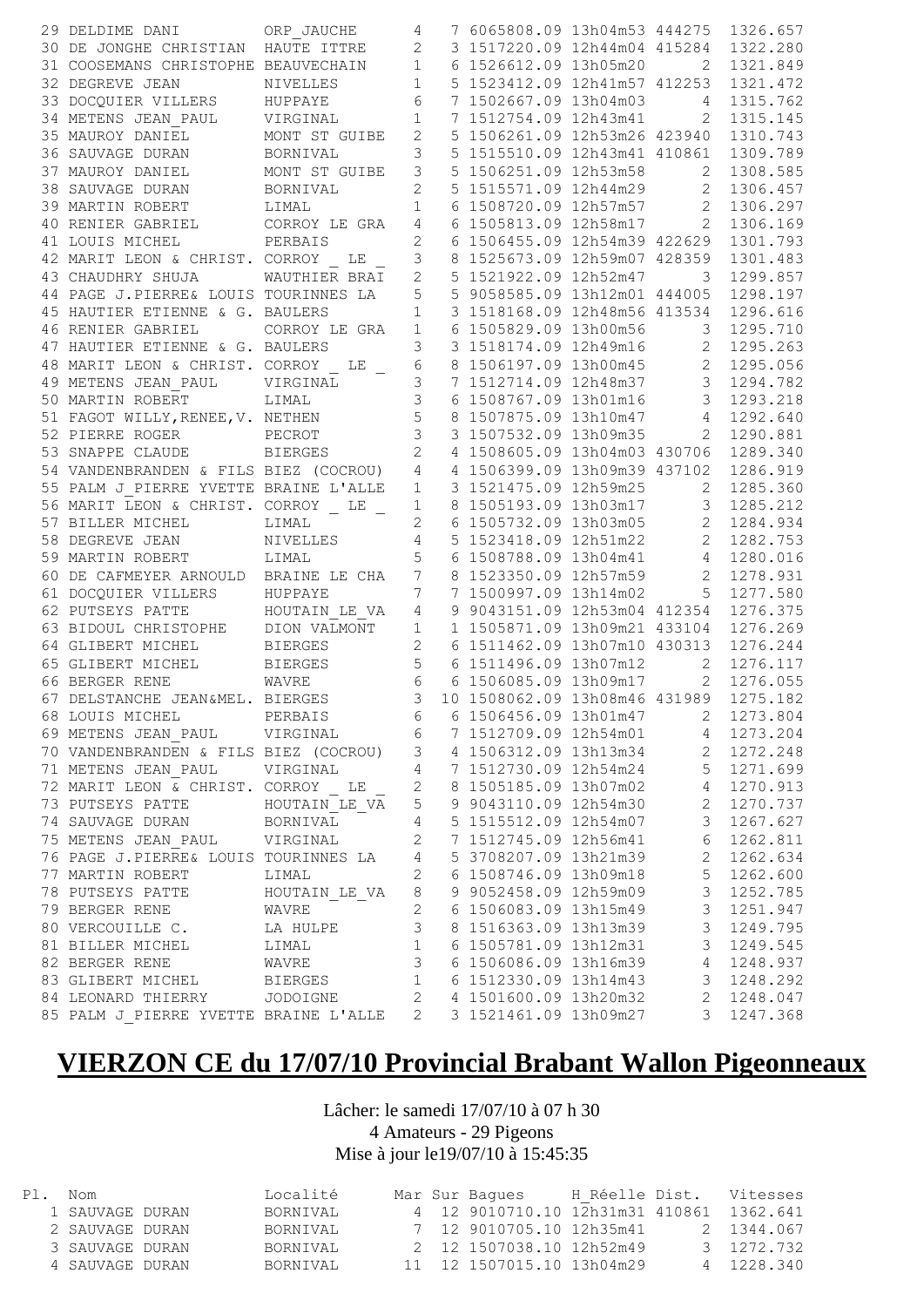| Pl. | Nom | Localité | Mar | Sur | Bagues | H_Réelle | Dist. | Vitesses |
|---|---|---|---|---|---|---|---|---|
| 29 | DELDIME DANI | ORP_JAUCHE | 4 | 7 | 6065808.09 | 13h04m53 | 444275 | 1326.657 |
| 30 | DE JONGHE CHRISTIAN | HAUTE ITTRE | 2 | 3 | 1517220.09 | 12h44m04 | 415284 | 1322.280 |
| 31 | COOSEMANS CHRISTOPHE | BEAUVECHAIN | 1 | 6 | 1526612.09 | 13h05m20 | 2 | 1321.849 |
| 32 | DEGREVE JEAN | NIVELLES | 1 | 5 | 1523412.09 | 12h41m57 | 412253 | 1321.472 |
| 33 | DOCQUIER VILLERS | HUPPAYE | 6 | 7 | 1502667.09 | 13h04m03 | 4 | 1315.762 |
| 34 | METENS JEAN_PAUL | VIRGINAL | 1 | 7 | 1512754.09 | 12h43m41 | 2 | 1315.145 |
| 35 | MAUROY DANIEL | MONT ST GUIBE | 2 | 5 | 1506261.09 | 12h53m26 | 423940 | 1310.743 |
| 36 | SAUVAGE DURAN | BORNIVAL | 3 | 5 | 1515510.09 | 12h43m41 | 410861 | 1309.789 |
| 37 | MAUROY DANIEL | MONT ST GUIBE | 3 | 5 | 1506251.09 | 12h53m58 | 2 | 1308.585 |
| 38 | SAUVAGE DURAN | BORNIVAL | 2 | 5 | 1515571.09 | 12h44m29 | 2 | 1306.457 |
| 39 | MARTIN ROBERT | LIMAL | 1 | 6 | 1508720.09 | 12h57m57 | 2 | 1306.297 |
| 40 | RENIER GABRIEL | CORROY LE GRA | 4 | 6 | 1505813.09 | 12h58m17 | 2 | 1306.169 |
| 41 | LOUIS MICHEL | PERBAIS | 2 | 6 | 1506455.09 | 12h54m39 | 422629 | 1301.793 |
| 42 | MARIT LEON & CHRIST. | CORROY _ LE _ | 3 | 8 | 1525673.09 | 12h59m07 | 428359 | 1301.483 |
| 43 | CHAUDHRY SHUJA | WAUTHIER BRAI | 2 | 5 | 1521922.09 | 12h52m47 | 3 | 1299.857 |
| 44 | PAGE J.PIERRE& LOUIS | TOURINNES LA | 5 | 5 | 9058585.09 | 13h12m01 | 444005 | 1298.197 |
| 45 | HAUTIER ETIENNE & G. | BAULERS | 1 | 3 | 1518168.09 | 12h48m56 | 413534 | 1296.616 |
| 46 | RENIER GABRIEL | CORROY LE GRA | 1 | 6 | 1505829.09 | 13h00m56 | 3 | 1295.710 |
| 47 | HAUTIER ETIENNE & G. | BAULERS | 3 | 3 | 1518174.09 | 12h49m16 | 2 | 1295.263 |
| 48 | MARIT LEON & CHRIST. | CORROY _ LE _ | 6 | 8 | 1506197.09 | 13h00m45 | 2 | 1295.056 |
| 49 | METENS JEAN_PAUL | VIRGINAL | 3 | 7 | 1512714.09 | 12h48m37 | 3 | 1294.782 |
| 50 | MARTIN ROBERT | LIMAL | 3 | 6 | 1508767.09 | 13h01m16 | 3 | 1293.218 |
| 51 | FAGOT WILLY,RENEE,V. | NETHEN | 5 | 8 | 1507875.09 | 13h10m47 | 4 | 1292.640 |
| 52 | PIERRE ROGER | PECROT | 3 | 3 | 1507532.09 | 13h09m35 | 2 | 1290.881 |
| 53 | SNAPPE CLAUDE | BIERGES | 2 | 4 | 1508605.09 | 13h04m03 | 430706 | 1289.340 |
| 54 | VANDENBRANDEN & FILS | BIEZ (COCROU) | 4 | 4 | 1506399.09 | 13h09m39 | 437102 | 1286.919 |
| 55 | PALM J_PIERRE YVETTE | BRAINE L'ALLE | 1 | 3 | 1521475.09 | 12h59m25 | 2 | 1285.360 |
| 56 | MARIT LEON & CHRIST. | CORROY _ LE _ | 1 | 8 | 1505193.09 | 13h03m17 | 3 | 1285.212 |
| 57 | BILLER MICHEL | LIMAL | 2 | 6 | 1505732.09 | 13h03m05 | 2 | 1284.934 |
| 58 | DEGREVE JEAN | NIVELLES | 4 | 5 | 1523418.09 | 12h51m22 | 2 | 1282.753 |
| 59 | MARTIN ROBERT | LIMAL | 5 | 6 | 1508788.09 | 13h04m41 | 4 | 1280.016 |
| 60 | DE CAFMEYER ARNOULD | BRAINE LE CHA | 7 | 8 | 1523350.09 | 12h57m59 | 2 | 1278.931 |
| 61 | DOCQUIER VILLERS | HUPPAYE | 7 | 7 | 1500997.09 | 13h14m02 | 5 | 1277.580 |
| 62 | PUTSEYS PATTE | HOUTAIN_LE_VA | 4 | 9 | 9043151.09 | 12h53m04 | 412354 | 1276.375 |
| 63 | BIDOUL CHRISTOPHE | DION VALMONT | 1 | 1 | 1505871.09 | 13h09m21 | 433104 | 1276.269 |
| 64 | GLIBERT MICHEL | BIERGES | 2 | 6 | 1511462.09 | 13h07m10 | 430313 | 1276.244 |
| 65 | GLIBERT MICHEL | BIERGES | 5 | 6 | 1511496.09 | 13h07m12 | 2 | 1276.117 |
| 66 | BERGER RENE | WAVRE | 6 | 6 | 1506085.09 | 13h09m17 | 2 | 1276.055 |
| 67 | DELSTANCHE JEAN&MEL. | BIERGES | 3 | 10 | 1508062.09 | 13h08m46 | 431989 | 1275.182 |
| 68 | LOUIS MICHEL | PERBAIS | 6 | 6 | 1506456.09 | 13h01m47 | 2 | 1273.804 |
| 69 | METENS JEAN_PAUL | VIRGINAL | 6 | 7 | 1512709.09 | 12h54m01 | 4 | 1273.204 |
| 70 | VANDENBRANDEN & FILS | BIEZ (COCROU) | 3 | 4 | 1506312.09 | 13h13m34 | 2 | 1272.248 |
| 71 | METENS JEAN_PAUL | VIRGINAL | 4 | 7 | 1512730.09 | 12h54m24 | 5 | 1271.699 |
| 72 | MARIT LEON & CHRIST. | CORROY _ LE _ | 2 | 8 | 1505185.09 | 13h07m02 | 4 | 1270.913 |
| 73 | PUTSEYS PATTE | HOUTAIN_LE_VA | 5 | 9 | 9043110.09 | 12h54m30 | 2 | 1270.737 |
| 74 | SAUVAGE DURAN | BORNIVAL | 4 | 5 | 1515512.09 | 12h54m07 | 3 | 1267.627 |
| 75 | METENS JEAN_PAUL | VIRGINAL | 2 | 7 | 1512745.09 | 12h56m41 | 6 | 1262.811 |
| 76 | PAGE J.PIERRE& LOUIS | TOURINNES LA | 4 | 5 | 3708207.09 | 13h21m39 | 2 | 1262.634 |
| 77 | MARTIN ROBERT | LIMAL | 2 | 6 | 1508746.09 | 13h09m18 | 5 | 1262.600 |
| 78 | PUTSEYS PATTE | HOUTAIN_LE_VA | 8 | 9 | 9052458.09 | 12h59m09 | 3 | 1252.785 |
| 79 | BERGER RENE | WAVRE | 2 | 6 | 1506083.09 | 13h15m49 | 3 | 1251.947 |
| 80 | VERCOUILLE C. | LA HULPE | 3 | 8 | 1516363.09 | 13h13m39 | 3 | 1249.795 |
| 81 | BILLER MICHEL | LIMAL | 1 | 6 | 1505781.09 | 13h12m31 | 3 | 1249.545 |
| 82 | BERGER RENE | WAVRE | 3 | 6 | 1506086.09 | 13h16m39 | 4 | 1248.937 |
| 83 | GLIBERT MICHEL | BIERGES | 1 | 6 | 1512330.09 | 13h14m43 | 3 | 1248.292 |
| 84 | LEONARD THIERRY | JODOIGNE | 2 | 4 | 1501600.09 | 13h20m32 | 2 | 1248.047 |
| 85 | PALM J_PIERRE YVETTE | BRAINE L'ALLE | 2 | 3 | 1521461.09 | 13h09m27 | 3 | 1247.368 |

# VIERZON CE du 17/07/10 Provincial Brabant Wallon Pigeonneaux

Lâcher: le samedi 17/07/10 à 07 h 30
4 Amateurs - 29 Pigeons
Mise à jour le19/07/10 à 15:45:35

| Pl. | Nom | Localité | Mar | Sur | Bagues | H_Réelle | Dist. | Vitesses |
|---|---|---|---|---|---|---|---|---|
| 1 | SAUVAGE DURAN | BORNIVAL | 4 | 12 | 9010710.10 | 12h31m31 | 410861 | 1362.641 |
| 2 | SAUVAGE DURAN | BORNIVAL | 7 | 12 | 9010705.10 | 12h35m41 | 2 | 1344.067 |
| 3 | SAUVAGE DURAN | BORNIVAL | 2 | 12 | 1507038.10 | 12h52m49 | 3 | 1272.732 |
| 4 | SAUVAGE DURAN | BORNIVAL | 11 | 12 | 1507015.10 | 13h04m29 | 4 | 1228.340 |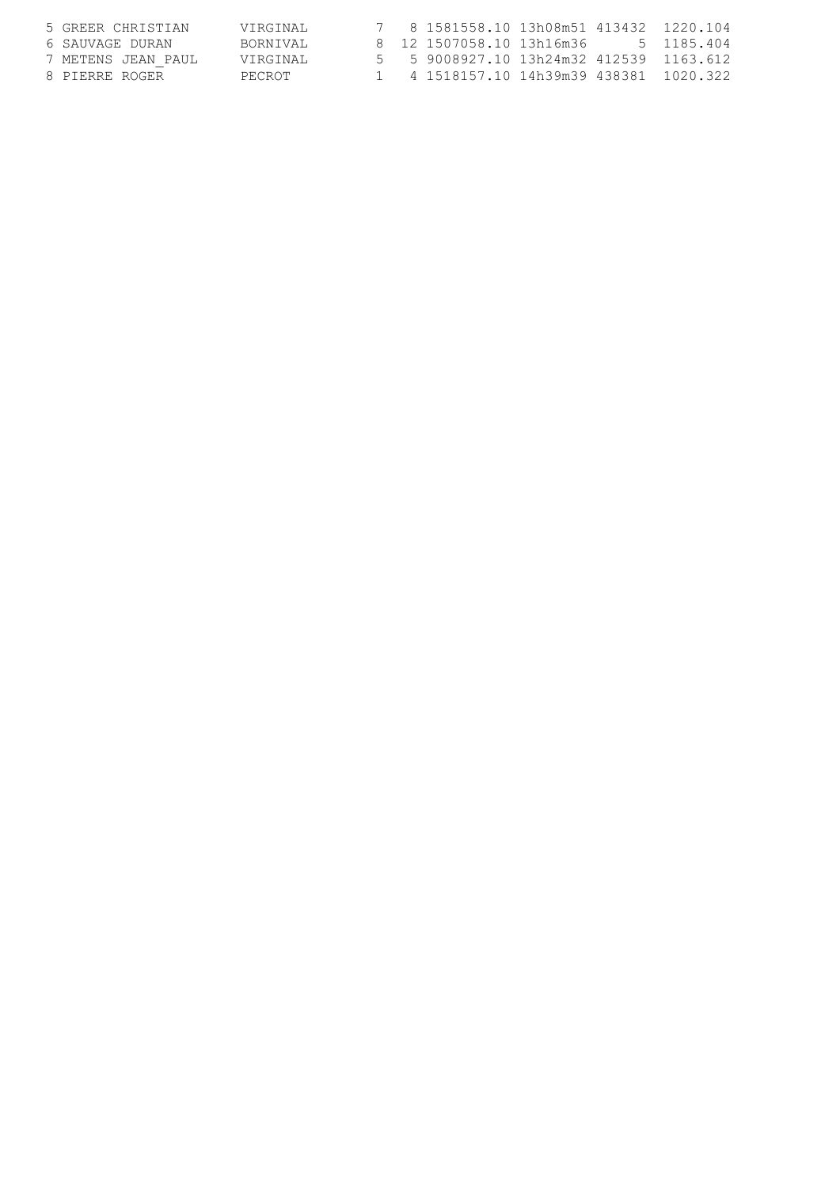| | | | | | | | | |
|---|---|---|---|---|---|---|---|---|
| 5 | GREER CHRISTIAN | VIRGINAL | 7 | 8 | 1581558.10 | 13h08m51 | 413432 | 1220.104 |
| 6 | SAUVAGE DURAN | BORNIVAL | 8 | 12 | 1507058.10 | 13h16m36 | 5 | 1185.404 |
| 7 | METENS JEAN_PAUL | VIRGINAL | 5 | 5 | 9008927.10 | 13h24m32 | 412539 | 1163.612 |
| 8 | PIERRE ROGER | PECROT | 1 | 4 | 1518157.10 | 14h39m39 | 438381 | 1020.322 |